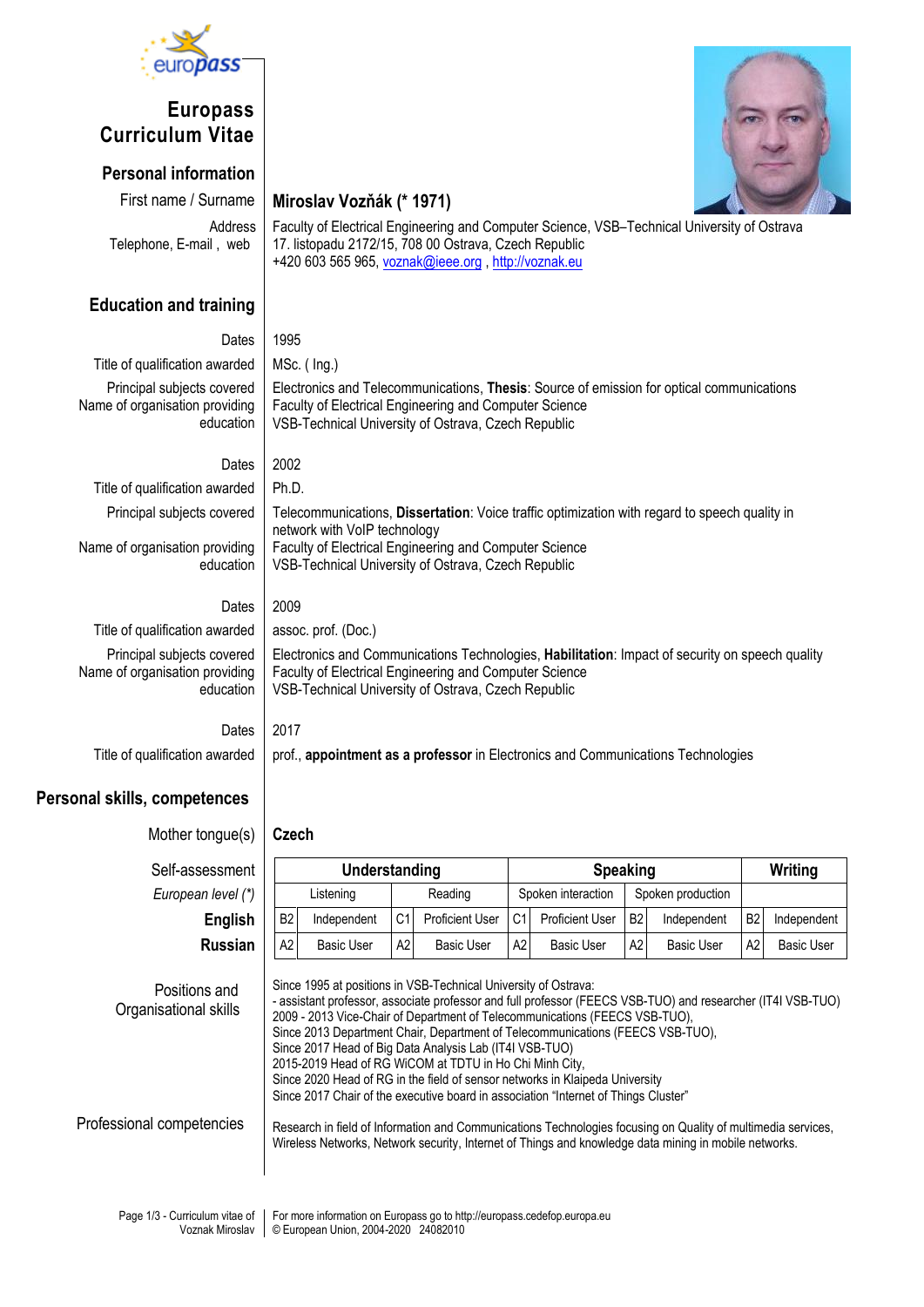# Europass Curriculum Vitae

## Personal information

First name / Surname: **Miroslav Vozňák (* 1971)**

Address: Faculty of Electrical Engineering and Computer Science, VSB–Technical University of Ostrava, 17. listopadu 2172/15, 708 00 Ostrava, Czech Republic

Telephone, E-mail , web: +420 603 565 965, voznak@ieee.org , http://voznak.eu

## Education and training

Dates: 1995

Title of qualification awarded: MSc. ( Ing.)

Principal subjects covered: Electronics and Telecommunications, **Thesis**: Source of emission for optical communications

Name of organisation providing education: Faculty of Electrical Engineering and Computer Science, VSB-Technical University of Ostrava, Czech Republic

Dates: 2002

Title of qualification awarded: Ph.D.

Principal subjects covered: Telecommunications, **Dissertation**: Voice traffic optimization with regard to speech quality in network with VoIP technology

Name of organisation providing education: Faculty of Electrical Engineering and Computer Science, VSB-Technical University of Ostrava, Czech Republic

Dates: 2009

Title of qualification awarded: assoc. prof. (Doc.)

Principal subjects covered: Electronics and Communications Technologies, **Habilitation**: Impact of security on speech quality

Name of organisation providing education: Faculty of Electrical Engineering and Computer Science, VSB-Technical University of Ostrava, Czech Republic

Dates: 2017

Title of qualification awarded: prof., **appointment as a professor** in Electronics and Communications Technologies

## Personal skills, competences

Mother tongue(s): **Czech**

Self-assessment

| *European level (\*)* | Understanding | | | | Speaking | | | | Writing | |
|---|---|---|---|---|---|---|---|---|---|---|
| | Listening | | Reading | | Spoken interaction | | Spoken production | | | |
| **English** | B2 | Independent | C1 | Proficient User | C1 | Proficient User | B2 | Independent | B2 | Independent |
| **Russian** | A2 | Basic User | A2 | Basic User | A2 | Basic User | A2 | Basic User | A2 | Basic User |

Positions and Organisational skills:

Since 1995 at positions in VSB-Technical University of Ostrava:
- assistant professor, associate professor and full professor (FEECS VSB-TUO) and researcher (IT4I VSB-TUO)

2009 - 2013 Vice-Chair of Department of Telecommunications (FEECS VSB-TUO),
Since 2013 Department Chair, Department of Telecommunications (FEECS VSB-TUO),
Since 2017 Head of Big Data Analysis Lab (IT4I VSB-TUO)
2015-2019 Head of RG WiCOM at TDTU in Ho Chi Minh City,
Since 2020 Head of RG in the field of sensor networks in Klaipeda University
Since 2017 Chair of the executive board in association "Internet of Things Cluster"

Professional competencies:

Research in field of Information and Communications Technologies focusing on Quality of multimedia services, Wireless Networks, Network security, Internet of Things and knowledge data mining in mobile networks.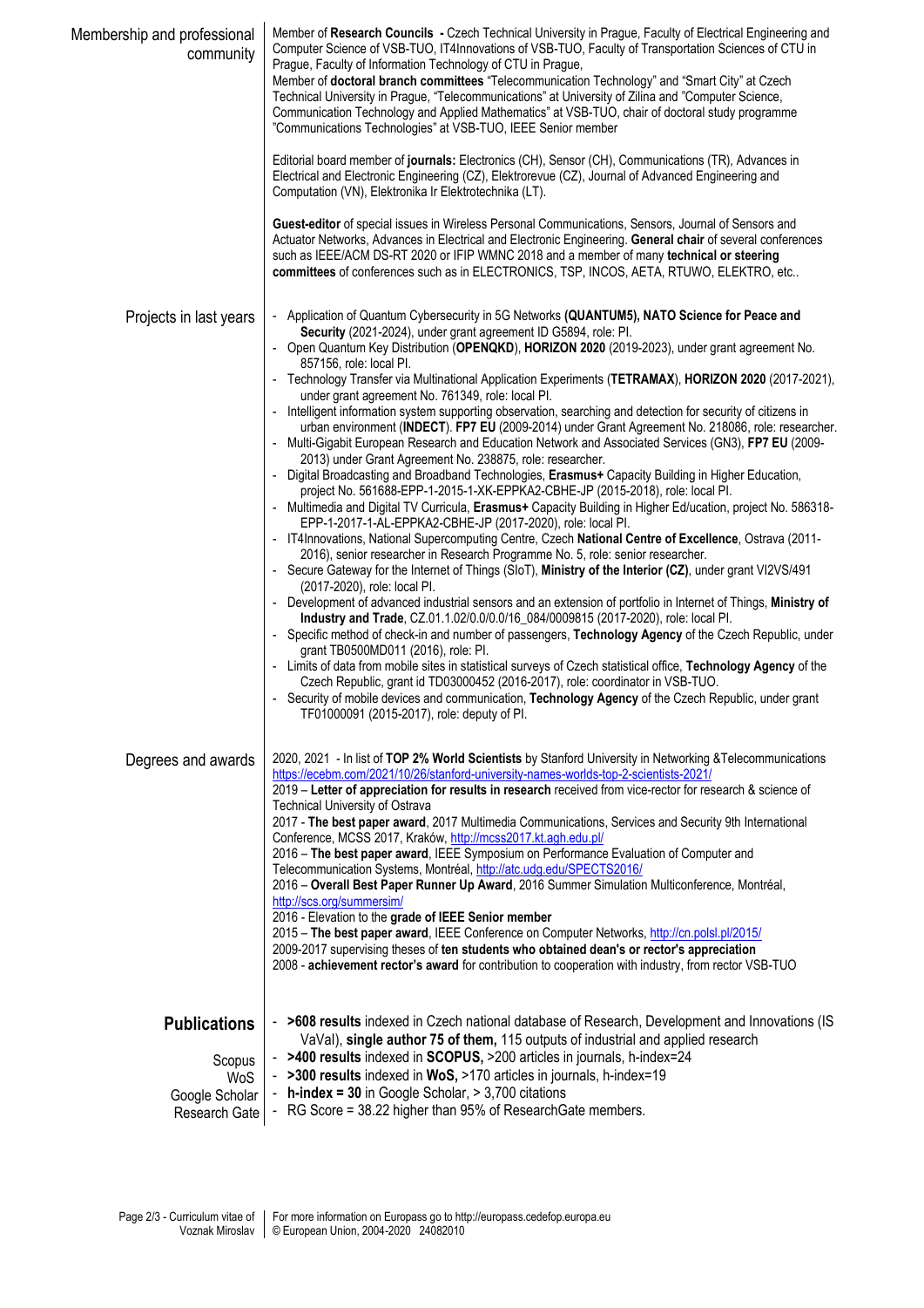## Membership and professional community

Member of **Research Councils** - Czech Technical University in Prague, Faculty of Electrical Engineering and Computer Science of VSB-TUO, IT4Innovations of VSB-TUO, Faculty of Transportation Sciences of CTU in Prague, Faculty of Information Technology of CTU in Prague,
Member of **doctoral branch committees** "Telecommunication Technology" and "Smart City" at Czech Technical University in Prague, "Telecommunications" at University of Zilina and "Computer Science, Communication Technology and Applied Mathematics" at VSB-TUO, chair of doctoral study programme "Communications Technologies" at VSB-TUO, IEEE Senior member

Editorial board member of **journals:** Electronics (CH), Sensor (CH), Communications (TR), Advances in Electrical and Electronic Engineering (CZ), Elektrorevue (CZ), Journal of Advanced Engineering and Computation (VN), Elektronika Ir Elektrotechnika (LT).

**Guest-editor** of special issues in Wireless Personal Communications, Sensors, Journal of Sensors and Actuator Networks, Advances in Electrical and Electronic Engineering. **General chair** of several conferences such as IEEE/ACM DS-RT 2020 or IFIP WMNC 2018 and a member of many **technical or steering committees** of conferences such as in ELECTRONICS, TSP, INCOS, AETA, RTUWO, ELEKTRO, etc..

## Projects in last years

- Application of Quantum Cybersecurity in 5G Networks **(QUANTUM5), NATO Science for Peace and Security** (2021-2024), under grant agreement ID G5894, role: PI.
- Open Quantum Key Distribution (**OPENQKD**), **HORIZON 2020** (2019-2023), under grant agreement No. 857156, role: local PI.
- Technology Transfer via Multinational Application Experiments (**TETRAMAX**), **HORIZON 2020** (2017-2021), under grant agreement No. 761349, role: local PI.
- Intelligent information system supporting observation, searching and detection for security of citizens in urban environment (**INDECT**). **FP7 EU** (2009-2014) under Grant Agreement No. 218086, role: researcher.
- Multi-Gigabit European Research and Education Network and Associated Services (GN3), **FP7 EU** (2009-2013) under Grant Agreement No. 238875, role: researcher.
- Digital Broadcasting and Broadband Technologies, **Erasmus+** Capacity Building in Higher Education, project No. 561688-EPP-1-2015-1-XK-EPPKA2-CBHE-JP (2015-2018), role: local PI.
- Multimedia and Digital TV Curricula, **Erasmus+** Capacity Building in Higher Ed/ucation, project No. 586318-EPP-1-2017-1-AL-EPPKA2-CBHE-JP (2017-2020), role: local PI.
- IT4Innovations, National Supercomputing Centre, Czech **National Centre of Excellence**, Ostrava (2011-2016), senior researcher in Research Programme No. 5, role: senior researcher.
- Secure Gateway for the Internet of Things (SIoT), **Ministry of the Interior (CZ)**, under grant VI2VS/491 (2017-2020), role: local PI.
- Development of advanced industrial sensors and an extension of portfolio in Internet of Things, **Ministry of Industry and Trade**, CZ.01.1.02/0.0/0.0/16_084/0009815 (2017-2020), role: local PI.
- Specific method of check-in and number of passengers, **Technology Agency** of the Czech Republic, under grant TB0500MD011 (2016), role: PI.
- Limits of data from mobile sites in statistical surveys of Czech statistical office, **Technology Agency** of the Czech Republic, grant id TD03000452 (2016-2017), role: coordinator in VSB-TUO.
- Security of mobile devices and communication, **Technology Agency** of the Czech Republic, under grant TF01000091 (2015-2017), role: deputy of PI.

## Degrees and awards

2020, 2021 - In list of **TOP 2% World Scientists** by Stanford University in Networking &Telecommunications https://ecebm.com/2021/10/26/stanford-university-names-worlds-top-2-scientists-2021/
2019 – **Letter of appreciation for results in research** received from vice-rector for research & science of Technical University of Ostrava
2017 - **The best paper award**, 2017 Multimedia Communications, Services and Security 9th International Conference, MCSS 2017, Kraków, http://mcss2017.kt.agh.edu.pl/
2016 – **The best paper award**, IEEE Symposium on Performance Evaluation of Computer and Telecommunication Systems, Montréal, http://atc.udg.edu/SPECTS2016/
2016 – **Overall Best Paper Runner Up Award**, 2016 Summer Simulation Multiconference, Montréal, http://scs.org/summersim/
2016 - Elevation to the **grade of IEEE Senior member**
2015 – **The best paper award**, IEEE Conference on Computer Networks, http://cn.polsl.pl/2015/
2009-2017 supervising theses of **ten students who obtained dean's or rector's appreciation**
2008 - **achievement rector's award** for contribution to cooperation with industry, from rector VSB-TUO

## Publications

- **>608 results** indexed in Czech national database of Research, Development and Innovations (IS VaVaI), **single author 75 of them,** 115 outputs of industrial and applied research
- Scopus: **>400 results** indexed in **SCOPUS,** >200 articles in journals, h-index=24
- WoS: **>300 results** indexed in **WoS,** >170 articles in journals, h-index=19
- Google Scholar: **h-index = 30** in Google Scholar, > 3,700 citations
- Research Gate: RG Score = 38.22 higher than 95% of ResearchGate members.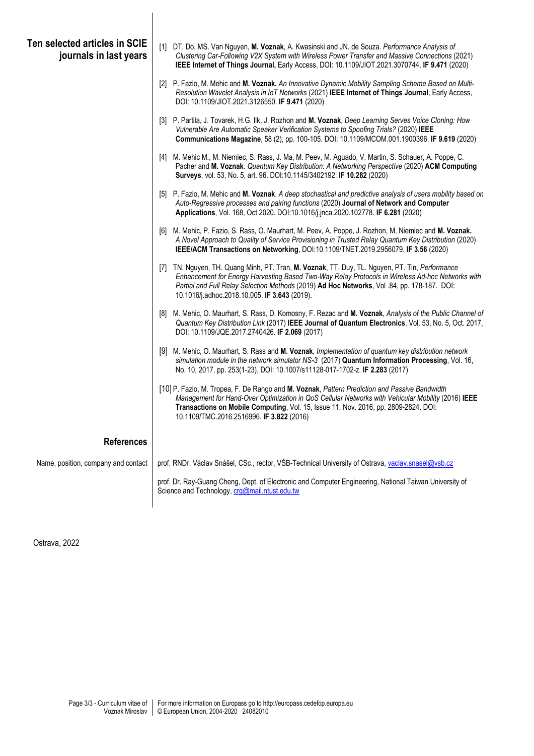## Ten selected articles in SCIE journals in last years

[1] DT. Do, MS. Van Nguyen, **M. Voznak**, A. Kwasinski and JN. de Souza. *Performance Analysis of Clustering Car-Following V2X System with Wireless Power Transfer and Massive Connections* (2021) **IEEE Internet of Things Journal,** Early Access, DOI: 10.1109/JIOT.2021.3070744. **IF 9.471** (2020)

[2] P. Fazio, M. Mehic and **M. Voznak.** *An Innovative Dynamic Mobility Sampling Scheme Based on Multi-Resolution Wavelet Analysis in IoT Networks* (2021) **IEEE Internet of Things Journal**, Early Access, DOI: 10.1109/JIOT.2021.3126550. **IF 9.471** (2020)

[3] P. Partila, J. Tovarek, H.G. Ilk, J. Rozhon and **M. Voznak**, *Deep Learning Serves Voice Cloning: How Vulnerable Are Automatic Speaker Verification Systems to Spoofing Trials?* (2020) **IEEE Communications Magazine**, 58 (2), pp. 100-105. DOI: 10.1109/MCOM.001.1900396. **IF 9.619** (2020)

[4] M. Mehic M., M. Niemiec, S. Rass, J. Ma, M. Peev, M. Aguado, V. Martin, S. Schauer, A. Poppe, C. Pacher and **M. Voznak**. *Quantum Key Distribution: A Networking Perspective* (2020) **ACM Computing Surveys**, vol. 53, No. 5, art. 96. DOI:10.1145/3402192. **IF 10.282** (2020)

[5] P. Fazio, M. Mehic and **M. Voznak**. *A deep stochastical and predictive analysis of users mobility based on Auto-Regressive processes and pairing functions* (2020) **Journal of Network and Computer Applications**, Vol. 168, Oct 2020. DOI:10.1016/j.jnca.2020.102778. **IF 6.281** (2020)

[6] M. Mehic, P. Fazio, S. Rass, O. Maurhart, M. Peev, A. Poppe, J. Rozhon, M. Niemiec and **M. Voznak.** *A Novel Approach to Quality of Service Provisioning in Trusted Relay Quantum Key Distribution* (2020) **IEEE/ACM Transactions on Networking**, DOI:10.1109/TNET.2019.2956079. **IF 3.56** (2020)

[7] TN. Nguyen, TH. Quang Minh, PT. Tran, **M. Voznak**, TT. Duy, TL. Nguyen, PT. Tin, *Performance Enhancement for Energy Harvesting Based Two-Way Relay Protocols in Wireless Ad-hoc Networks with Partial and Full Relay Selection Methods* (2019) **Ad Hoc Networks**, Vol .84, pp. 178-187. DOI: 10.1016/j.adhoc.2018.10.005. **IF 3.643** (2019).

[8] M. Mehic, O. Maurhart, S. Rass, D. Komosny, F. Rezac and **M. Voznak**, *Analysis of the Public Channel of Quantum Key Distribution Link* (2017) **IEEE Journal of Quantum Electronics**, Vol. 53, No. 5, Oct. 2017, DOI: 10.1109/JQE.2017.2740426. **IF 2.069** (2017)

[9] M. Mehic, O. Maurhart, S. Rass and **M. Voznak**, *Implementation of quantum key distribution network simulation module in the network simulator NS-3* (2017) **Quantum Information Processing**, Vol. 16, No. 10, 2017, pp. 253(1-23), DOI: 10.1007/s11128-017-1702-z. **IF 2.283** (2017)

[10] P. Fazio, M. Tropea, F. De Rango and **M. Voznak**, *Pattern Prediction and Passive Bandwidth Management for Hand-Over Optimization in QoS Cellular Networks with Vehicular Mobility* (2016) **IEEE Transactions on Mobile Computing**, Vol. 15, Issue 11, Nov. 2016, pp. 2809-2824. DOI: 10.1109/TMC.2016.2516996. **IF 3.822** (2016)

## References

Name, position, company and contact

prof. RNDr. Václav Snášel, CSc., rector, VŠB-Technical University of Ostrava, vaclav.snasel@vsb.cz

prof. Dr. Ray-Guang Cheng, Dept. of Electronic and Computer Engineering, National Taiwan University of Science and Technology, crg@mail.ntust.edu.tw

Ostrava, 2022